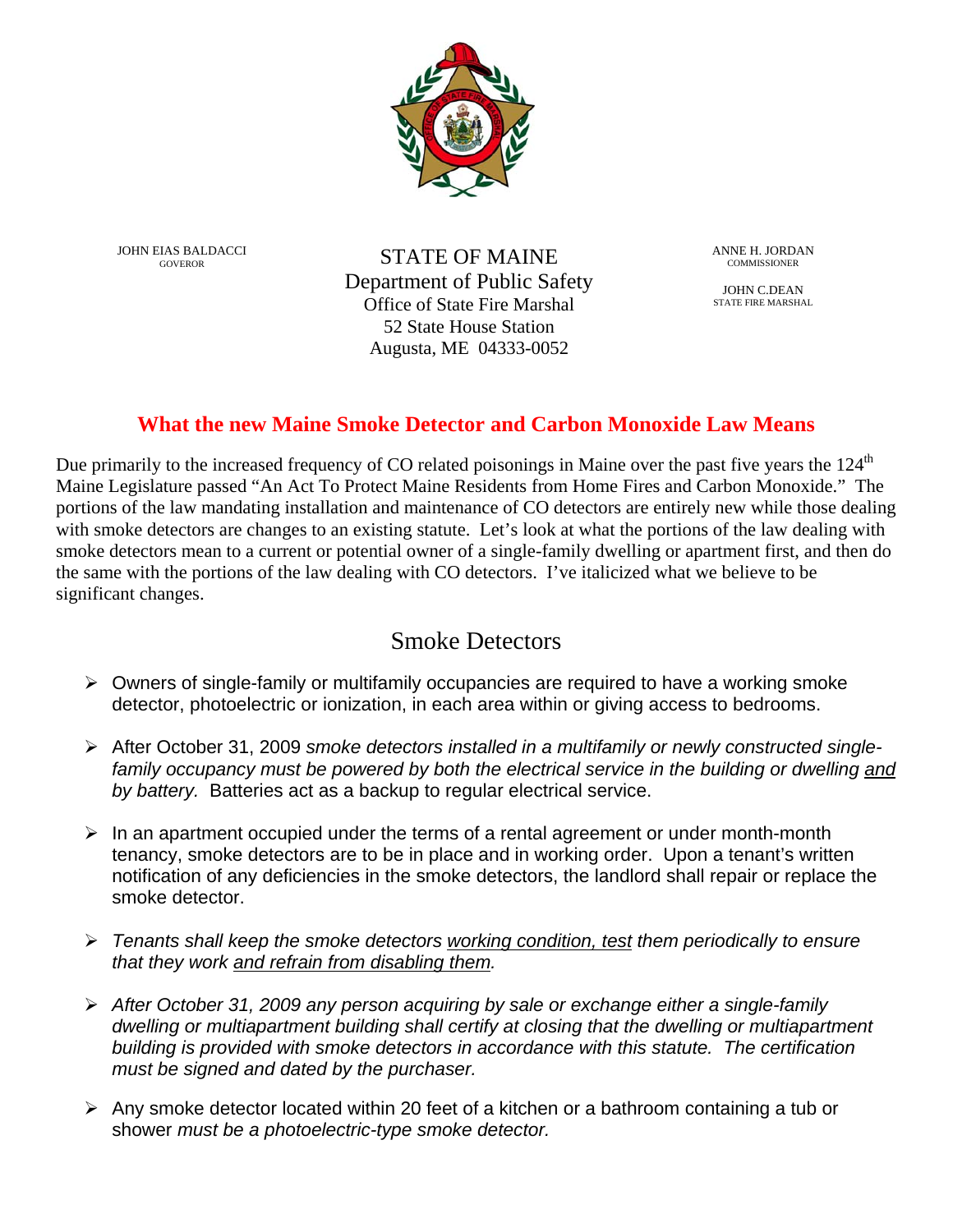JOHN EIAS BALDACCI
GOVEROR

STATE OF MAINE
Department of Public Safety
Office of State Fire Marshal
52 State House Station
Augusta, ME 04333-0052

ANNE H. JORDAN
COMMISSIONER

JOHN C.DEAN
STATE FIRE MARSHAL

## What the new Maine Smoke Detector and Carbon Monoxide Law Means

Due primarily to the increased frequency of CO related poisonings in Maine over the past five years the 124th Maine Legislature passed "An Act To Protect Maine Residents from Home Fires and Carbon Monoxide." The portions of the law mandating installation and maintenance of CO detectors are entirely new while those dealing with smoke detectors are changes to an existing statute. Let's look at what the portions of the law dealing with smoke detectors mean to a current or potential owner of a single-family dwelling or apartment first, and then do the same with the portions of the law dealing with CO detectors. I've italicized what we believe to be significant changes.

## Smoke Detectors

- Owners of single-family or multifamily occupancies are required to have a working smoke detector, photoelectric or ionization, in each area within or giving access to bedrooms.
- After October 31, 2009 *smoke detectors installed in a multifamily or newly constructed single-family occupancy must be powered by both the electrical service in the building or dwelling <u>and</u> by battery.* Batteries act as a backup to regular electrical service.
- In an apartment occupied under the terms of a rental agreement or under month-month tenancy, smoke detectors are to be in place and in working order. Upon a tenant's written notification of any deficiencies in the smoke detectors, the landlord shall repair or replace the smoke detector.
- *Tenants shall keep the smoke detectors <u>working condition, test</u> them periodically to ensure that they work <u>and refrain from disabling them</u>.*
- *After October 31, 2009 any person acquiring by sale or exchange either a single-family dwelling or multiapartment building shall certify at closing that the dwelling or multiapartment building is provided with smoke detectors in accordance with this statute. The certification must be signed and dated by the purchaser.*
- Any smoke detector located within 20 feet of a kitchen or a bathroom containing a tub or shower *must be a photoelectric-type smoke detector.*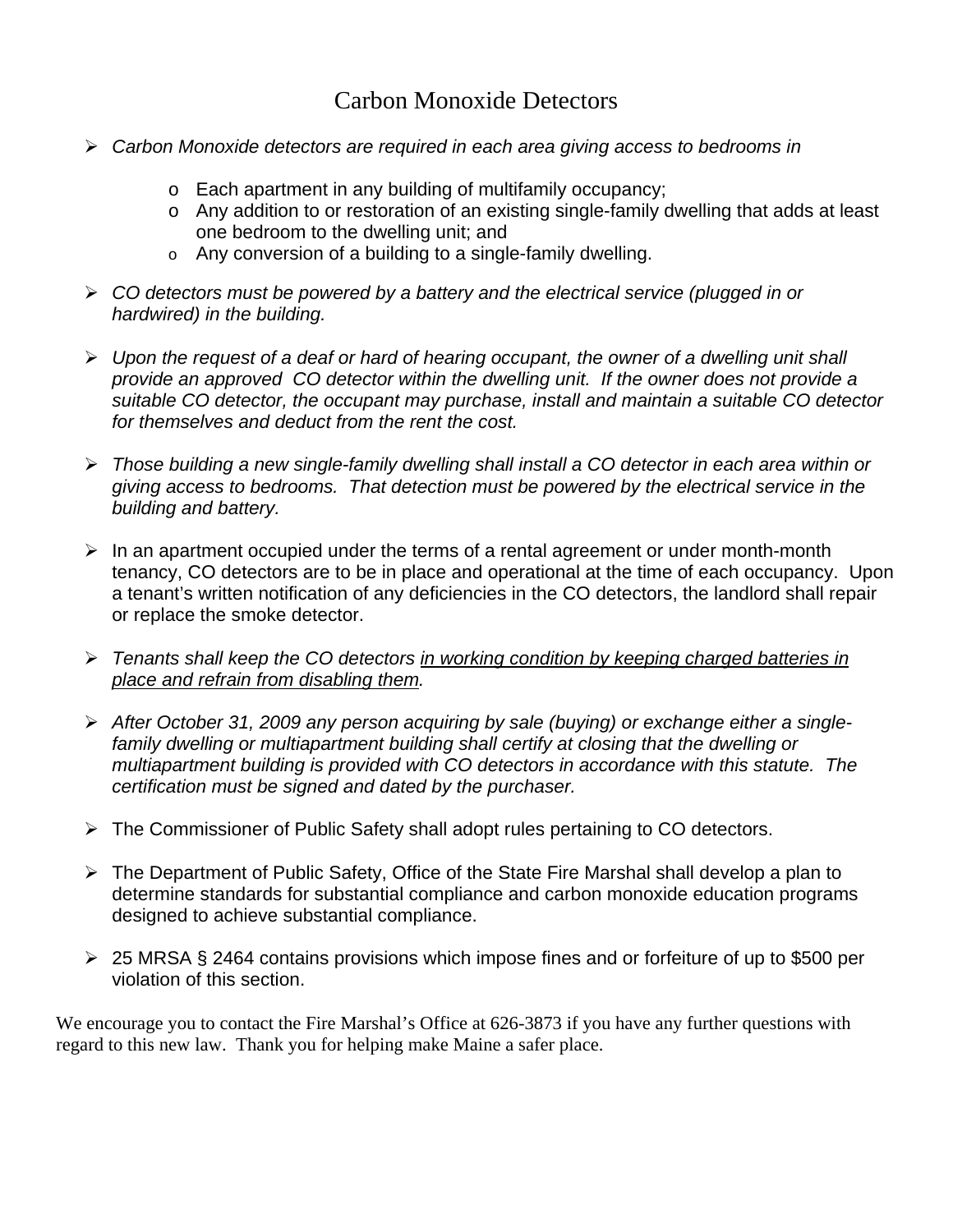# Carbon Monoxide Detectors

- *Carbon Monoxide detectors are required in each area giving access to bedrooms in*
  - Each apartment in any building of multifamily occupancy;
  - Any addition to or restoration of an existing single-family dwelling that adds at least one bedroom to the dwelling unit; and
  - Any conversion of a building to a single-family dwelling.

- *CO detectors must be powered by a battery and the electrical service (plugged in or hardwired) in the building.*

- *Upon the request of a deaf or hard of hearing occupant, the owner of a dwelling unit shall provide an approved CO detector within the dwelling unit. If the owner does not provide a suitable CO detector, the occupant may purchase, install and maintain a suitable CO detector for themselves and deduct from the rent the cost.*

- *Those building a new single-family dwelling shall install a CO detector in each area within or giving access to bedrooms. That detection must be powered by the electrical service in the building and battery.*

- In an apartment occupied under the terms of a rental agreement or under month-month tenancy, CO detectors are to be in place and operational at the time of each occupancy. Upon a tenant's written notification of any deficiencies in the CO detectors, the landlord shall repair or replace the smoke detector.

- *Tenants shall keep the CO detectors <u>in working condition by keeping charged batteries in place and refrain from disabling them</u>.*

- *After October 31, 2009 any person acquiring by sale (buying) or exchange either a single-family dwelling or multiapartment building shall certify at closing that the dwelling or multiapartment building is provided with CO detectors in accordance with this statute. The certification must be signed and dated by the purchaser.*

- The Commissioner of Public Safety shall adopt rules pertaining to CO detectors.

- The Department of Public Safety, Office of the State Fire Marshal shall develop a plan to determine standards for substantial compliance and carbon monoxide education programs designed to achieve substantial compliance.

- 25 MRSA § 2464 contains provisions which impose fines and or forfeiture of up to $500 per violation of this section.

We encourage you to contact the Fire Marshal's Office at 626-3873 if you have any further questions with regard to this new law. Thank you for helping make Maine a safer place.